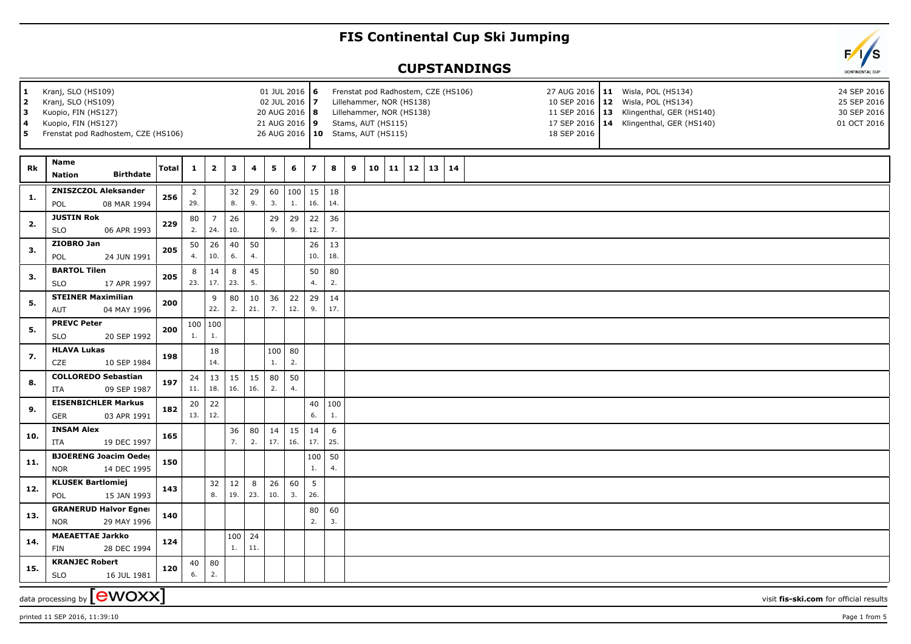# FIS Continental Cup Ski Jumping

## CUPSTANDINGS

| | | | | | |
|---|---|---|---|---|---|
| 1 | Kranj, SLO (HS109) | 01 JUL 2016 | 6 | Frenstat pod Radhostem, CZE (HS106) | 27 AUG 2016 |
| 2 | Kranj, SLO (HS109) | 02 JUL 2016 | 7 | Lillehammer, NOR (HS138) | 10 SEP 2016 |
| 3 | Kuopio, FIN (HS127) | 20 AUG 2016 | 8 | Lillehammer, NOR (HS138) | 11 SEP 2016 |
| 4 | Kuopio, FIN (HS127) | 21 AUG 2016 | 9 | Stams, AUT (HS115) | 17 SEP 2016 |
| 5 | Frenstat pod Radhostem, CZE (HS106) | 26 AUG 2016 | 10 | Stams, AUT (HS115) | 18 SEP 2016 |
| 11 | Wisla, POL (HS134) | 24 SEP 2016 | | | |
| 12 | Wisla, POL (HS134) | 25 SEP 2016 | | | |
| 13 | Klingenthal, GER (HS140) | 30 SEP 2016 | | | |
| 14 | Klingenthal, GER (HS140) | 01 OCT 2016 | | | |

| Rk | Name / Nation / Birthdate | Total | 1 | 2 | 3 | 4 | 5 | 6 | 7 | 8 | 9 | 10 | 11 | 12 | 13 | 14 |
|---|---|---|---|---|---|---|---|---|---|---|---|---|---|---|---|---|
| 1. | ZNISZCZOL Aleksander / POL / 08 MAR 1994 | 256 | 2 (29.) | | 32 (8.) | 29 (9.) | 60 (3.) | 100 (1.) | 15 (16.) | 18 (14.) | | | | | | |
| 2. | JUSTIN Rok / SLO / 06 APR 1993 | 229 | 80 (2.) | 7 (24.) | 26 (10.) | | 29 (9.) | 29 (9.) | 22 (12.) | 36 (7.) | | | | | | |
| 3. | ZIOBRO Jan / POL / 24 JUN 1991 | 205 | 50 (4.) | 26 (10.) | 40 (6.) | 50 (4.) | | | 26 (10.) | 13 (18.) | | | | | | |
| 3. | BARTOL Tilen / SLO / 17 APR 1997 | 205 | 8 (23.) | 14 (17.) | 8 (23.) | 45 (5.) | | | 50 (4.) | 80 (2.) | | | | | | |
| 5. | STEINER Maximilian / AUT / 04 MAY 1996 | 200 | | 9 (22.) | 80 (2.) | 10 (21.) | 36 (7.) | 22 (12.) | 29 (9.) | 14 (17.) | | | | | | |
| 5. | PREVC Peter / SLO / 20 SEP 1992 | 200 | 100 (1.) | 100 (1.) | | | | | | | | | | | | |
| 7. | HLAVA Lukas / CZE / 10 SEP 1984 | 198 | | 18 (14.) | | | 100 (1.) | 80 (2.) | | | | | | | | |
| 8. | COLLOREDO Sebastian / ITA / 09 SEP 1987 | 197 | 24 (11.) | 13 (18.) | 15 (16.) | 15 (16.) | 80 (2.) | 50 (4.) | | | | | | | | |
| 9. | EISENBICHLER Markus / GER / 03 APR 1991 | 182 | 20 (13.) | 22 (12.) | | | | | 40 (6.) | 100 (1.) | | | | | | |
| 10. | INSAM Alex / ITA / 19 DEC 1997 | 165 | | | 36 (7.) | 80 (2.) | 14 (17.) | 15 (16.) | 14 (17.) | 6 (25.) | | | | | | |
| 11. | BJOERENG Joacim Oeder / NOR / 14 DEC 1995 | 150 | | | | | | | 100 (1.) | 50 (4.) | | | | | | |
| 12. | KLUSEK Bartlomiej / POL / 15 JAN 1993 | 143 | | 32 (8.) | 12 (19.) | 8 (23.) | 26 (10.) | 60 (3.) | 5 (26.) | | | | | | | |
| 13. | GRANERUD Halvor Egner / NOR / 29 MAY 1996 | 140 | | | | | | | 80 (2.) | 60 (3.) | | | | | | |
| 14. | MAEAETTAE Jarkko / FIN / 28 DEC 1994 | 124 | | | 100 (1.) | 24 (11.) | | | | | | | | | | |
| 15. | KRANJEC Robert / SLO / 16 JUL 1981 | 120 | 40 (6.) | 80 (2.) | | | | | | | | | | | | |

data processing by ewoxx — visit fis-ski.com for official results

printed 11 SEP 2016, 11:39:10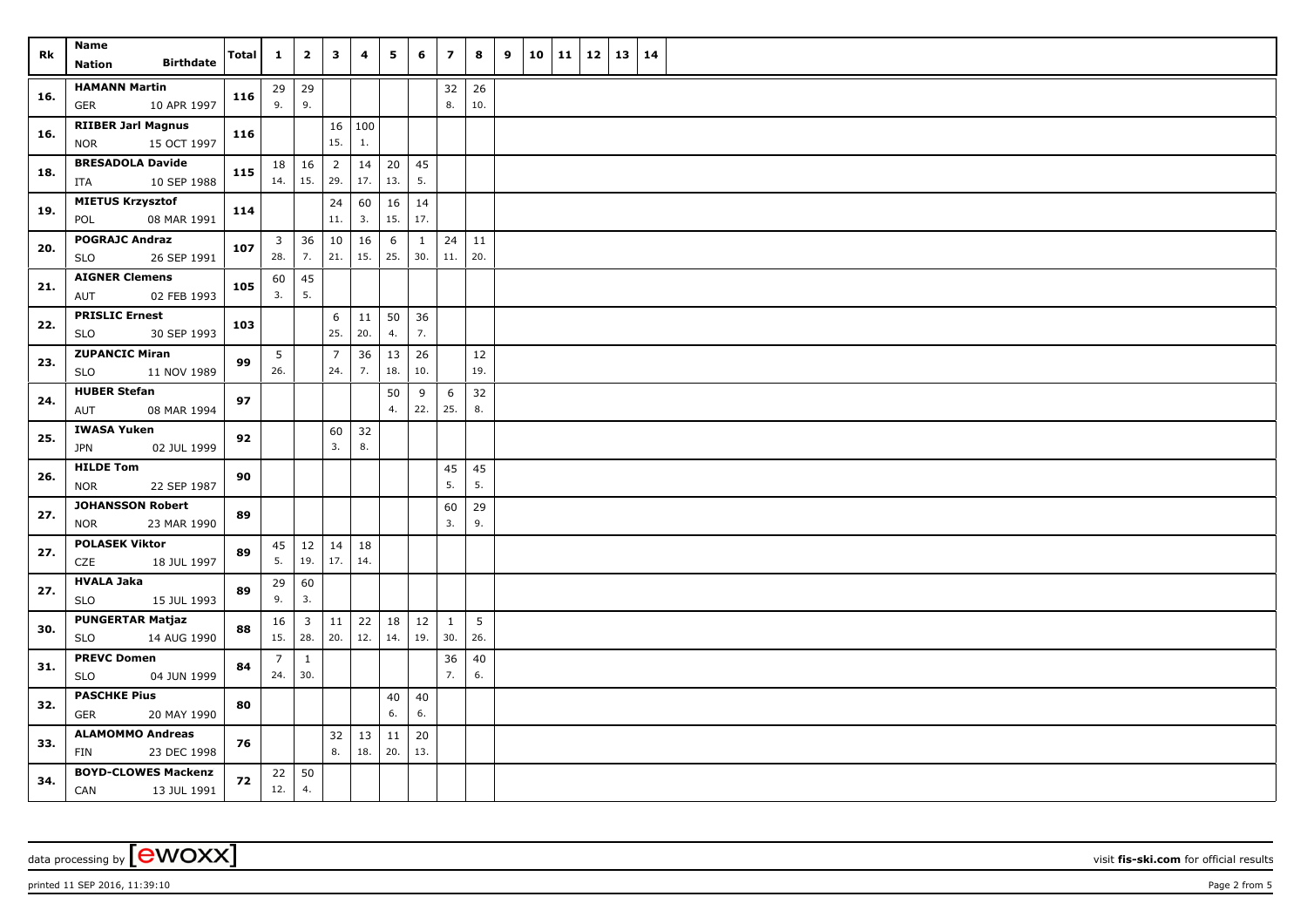| Rk | Name<br>Nation Birthdate | Total | 1 | 2 | 3 | 4 | 5 | 6 | 7 | 8 | 9 | 10 | 11 | 12 | 13 | 14 |
|---|---|---|---|---|---|---|---|---|---|---|---|---|---|---|---|---|
| 16. | HAMANN Martin<br>GER 10 APR 1997 | 116 | 29<br>9. | 29<br>9. | | | | | 32<br>8. | 26<br>10. | | | | | | |
| 16. | RIIBER Jarl Magnus<br>NOR 15 OCT 1997 | 116 | | | 16<br>15. | 100<br>1. | | | | | | | | | | |
| 18. | BRESADOLA Davide<br>ITA 10 SEP 1988 | 115 | 18<br>14. | 16<br>15. | 2<br>29. | 14<br>17. | 20<br>13. | 45<br>5. | | | | | | | | |
| 19. | MIETUS Krzysztof<br>POL 08 MAR 1991 | 114 | | | 24<br>11. | 60<br>3. | 16<br>15. | 14<br>17. | | | | | | | | |
| 20. | POGRAJC Andraz<br>SLO 26 SEP 1991 | 107 | 3<br>28. | 36<br>7. | 10<br>21. | 16<br>15. | 6<br>25. | 1<br>30. | 24<br>11. | 11<br>20. | | | | | | |
| 21. | AIGNER Clemens<br>AUT 02 FEB 1993 | 105 | 60<br>3. | 45<br>5. | | | | | | | | | | | | |
| 22. | PRISLIC Ernest<br>SLO 30 SEP 1993 | 103 | | | 6<br>25. | 11<br>20. | 50<br>4. | 36<br>7. | | | | | | | | |
| 23. | ZUPANCIC Miran<br>SLO 11 NOV 1989 | 99 | 5<br>26. | | 7<br>24. | 36<br>7. | 13<br>18. | 26<br>10. | | 12<br>19. | | | | | | |
| 24. | HUBER Stefan<br>AUT 08 MAR 1994 | 97 | | | | | 50<br>4. | 9<br>22. | 6<br>25. | 32<br>8. | | | | | | |
| 25. | IWASA Yuken<br>JPN 02 JUL 1999 | 92 | | | 60<br>3. | 32<br>8. | | | | | | | | | | |
| 26. | HILDE Tom<br>NOR 22 SEP 1987 | 90 | | | | | | | 45<br>5. | 45<br>5. | | | | | | |
| 27. | JOHANSSON Robert<br>NOR 23 MAR 1990 | 89 | | | | | | | 60<br>3. | 29<br>9. | | | | | | |
| 27. | POLASEK Viktor<br>CZE 18 JUL 1997 | 89 | 45<br>5. | 12<br>19. | 14<br>17. | 18<br>14. | | | | | | | | | | |
| 27. | HVALA Jaka<br>SLO 15 JUL 1993 | 89 | 29<br>9. | 60<br>3. | | | | | | | | | | | | |
| 30. | PUNGERTAR Matjaz<br>SLO 14 AUG 1990 | 88 | 16<br>15. | 3<br>28. | 11<br>20. | 22<br>12. | 18<br>14. | 12<br>19. | 1<br>30. | 5<br>26. | | | | | | |
| 31. | PREVC Domen<br>SLO 04 JUN 1999 | 84 | 7<br>24. | 1<br>30. | | | | | 36<br>7. | 40<br>6. | | | | | | |
| 32. | PASCHKE Pius<br>GER 20 MAY 1990 | 80 | | | | | 40<br>6. | 40<br>6. | | | | | | | | |
| 33. | ALAMOMMO Andreas<br>FIN 23 DEC 1998 | 76 | | | 32<br>8. | 13<br>18. | 11<br>20. | 20<br>13. | | | | | | | | |
| 34. | BOYD-CLOWES Mackenz<br>CAN 13 JUL 1991 | 72 | 22<br>12. | 50<br>4. | | | | | | | | | | | | |

data processing by [ewoxx] visit fis-ski.com for official results

printed 11 SEP 2016, 11:39:10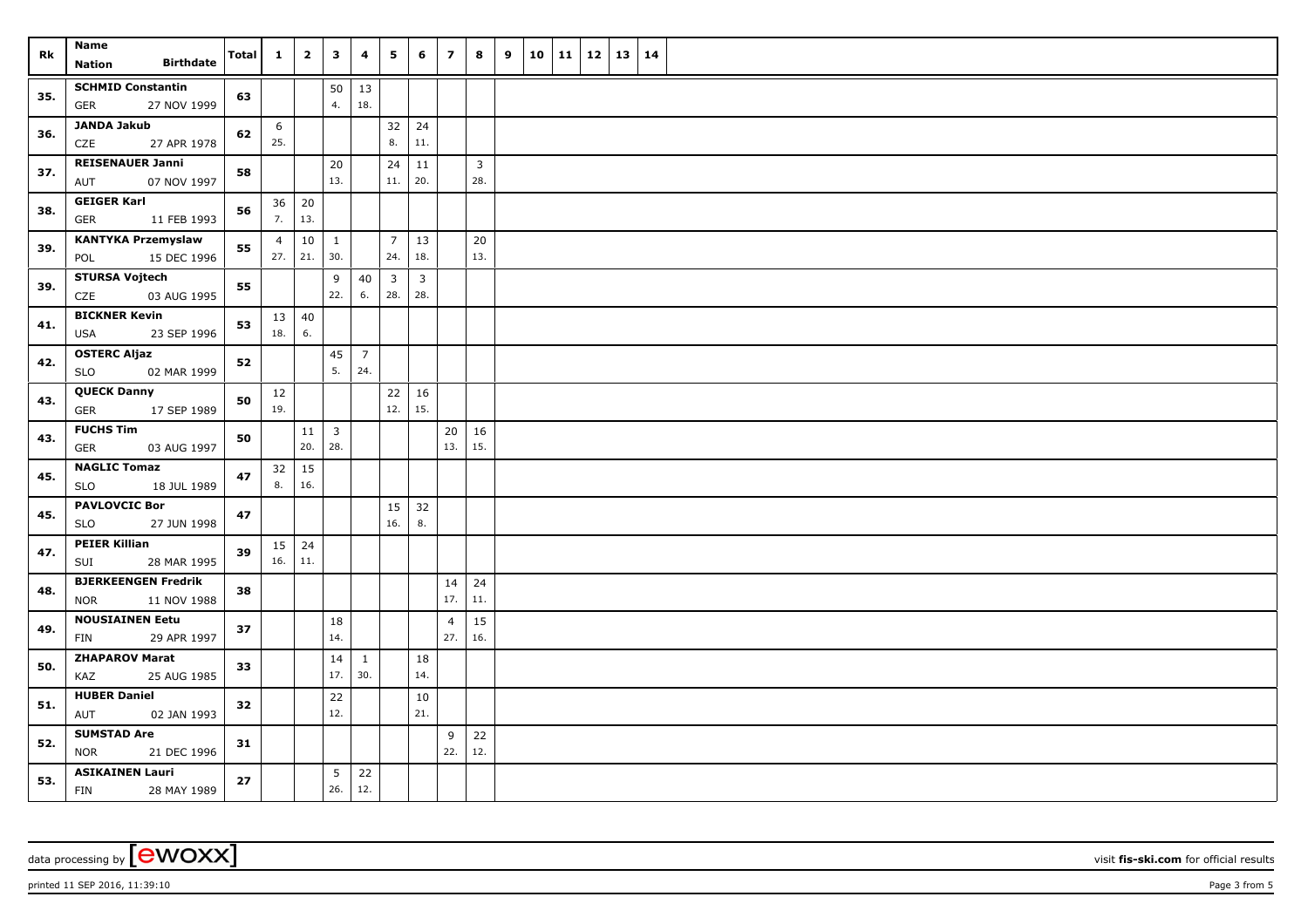| Rk | Name / Nation / Birthdate | Total | 1 | 2 | 3 | 4 | 5 | 6 | 7 | 8 | 9 | 10 | 11 | 12 | 13 | 14 |
|---|---|---|---|---|---|---|---|---|---|---|---|---|---|---|---|---|
| 35. | SCHMID Constantin GER 27 NOV 1999 | 63 | | | 50 4. | 13 18. | | | | | | | | | | |
| 36. | JANDA Jakub CZE 27 APR 1978 | 62 | 6 25. | | | | 32 8. | 24 11. | | | | | | | | |
| 37. | REISENAUER Janni AUT 07 NOV 1997 | 58 | | | 20 13. | | 24 11. | 11 20. | | 3 28. | | | | | | |
| 38. | GEIGER Karl GER 11 FEB 1993 | 56 | 36 7. | 20 13. | | | | | | | | | | | | |
| 39. | KANTYKA Przemyslaw POL 15 DEC 1996 | 55 | 4 27. | 10 21. | 1 30. | | 7 24. | 13 18. | | 20 13. | | | | | | |
| 39. | STURSA Vojtech CZE 03 AUG 1995 | 55 | | | 9 22. | 40 6. | 3 28. | 3 28. | | | | | | | | |
| 41. | BICKNER Kevin USA 23 SEP 1996 | 53 | 13 18. | 40 6. | | | | | | | | | | | | |
| 42. | OSTERC Aljaz SLO 02 MAR 1999 | 52 | | | 45 5. | 7 24. | | | | | | | | | | |
| 43. | QUECK Danny GER 17 SEP 1989 | 50 | 12 19. | | | | 22 12. | 16 15. | | | | | | | | |
| 43. | FUCHS Tim GER 03 AUG 1997 | 50 | | 11 20. | 3 28. | | | | 20 13. | 16 15. | | | | | | |
| 45. | NAGLIC Tomaz SLO 18 JUL 1989 | 47 | 32 8. | 15 16. | | | | | | | | | | | | |
| 45. | PAVLOVCIC Bor SLO 27 JUN 1998 | 47 | | | | | 15 16. | 32 8. | | | | | | | | |
| 47. | PEIER Killian SUI 28 MAR 1995 | 39 | 15 16. | 24 11. | | | | | | | | | | | | |
| 48. | BJERKEENGEN Fredrik NOR 11 NOV 1988 | 38 | | | | | | | 14 17. | 24 11. | | | | | | |
| 49. | NOUSIAINEN Eetu FIN 29 APR 1997 | 37 | | | 18 14. | | | | 4 27. | 15 16. | | | | | | |
| 50. | ZHAPAROV Marat KAZ 25 AUG 1985 | 33 | | | 14 17. | 1 30. | | 18 14. | | | | | | | | |
| 51. | HUBER Daniel AUT 02 JAN 1993 | 32 | | | 22 12. | | | 10 21. | | | | | | | | |
| 52. | SUMSTAD Are NOR 21 DEC 1996 | 31 | | | | | | | 9 22. | 22 12. | | | | | | |
| 53. | ASIKAINEN Lauri FIN 28 MAY 1989 | 27 | | | 5 26. | 22 12. | | | | | | | | | | |

data processing by [ewoxx] visit fis-ski.com for official results

printed 11 SEP 2016, 11:39:10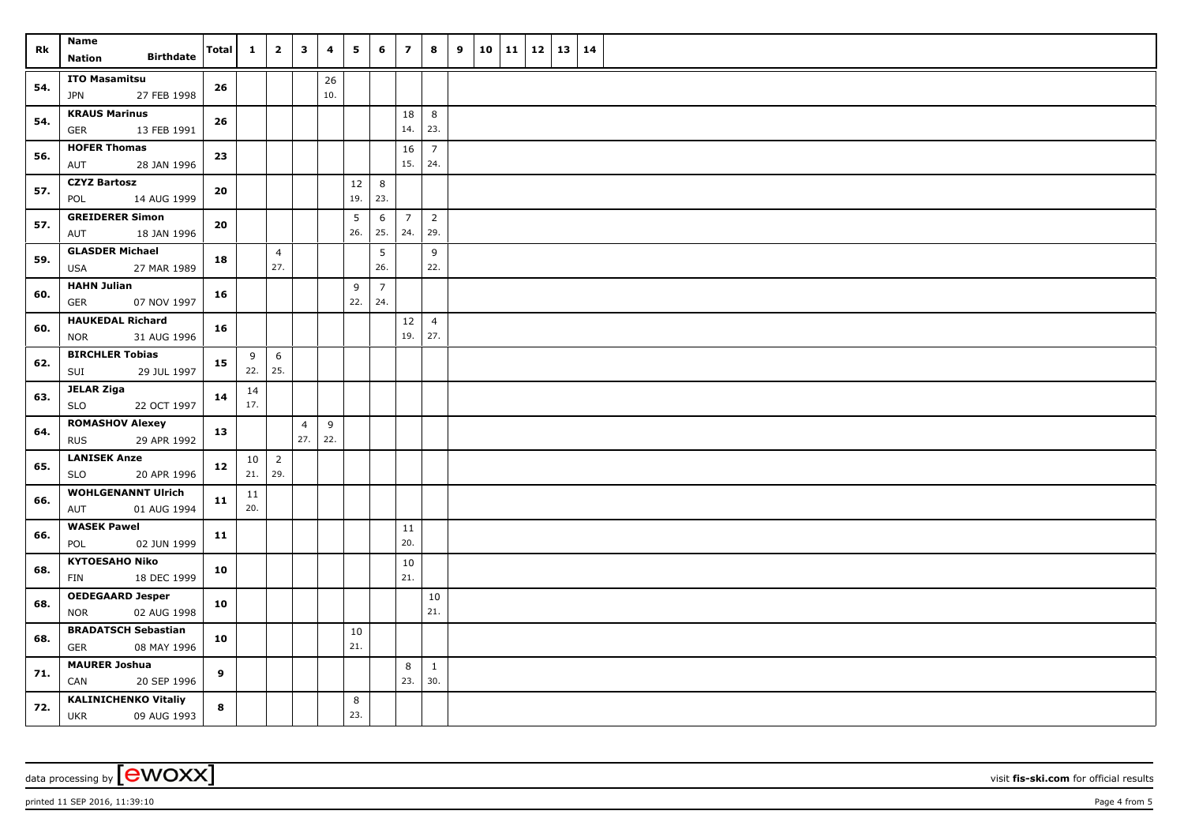| Rk | Name<br>Nation Birthdate | Total | 1 | 2 | 3 | 4 | 5 | 6 | 7 | 8 | 9 | 10 | 11 | 12 | 13 | 14 |
|---|---|---|---|---|---|---|---|---|---|---|---|---|---|---|---|---|
| 54. | ITO Masamitsu<br>JPN 27 FEB 1998 | 26 | | | | 26<br>10. | | | | | | | | | | |
| 54. | KRAUS Marinus<br>GER 13 FEB 1991 | 26 | | | | | | | 18<br>14. | 8<br>23. | | | | | | |
| 56. | HOFER Thomas<br>AUT 28 JAN 1996 | 23 | | | | | | | 16<br>15. | 7<br>24. | | | | | | |
| 57. | CZYZ Bartosz<br>POL 14 AUG 1999 | 20 | | | | | 12<br>19. | 8<br>23. | | | | | | | | |
| 57. | GREIDERER Simon<br>AUT 18 JAN 1996 | 20 | | | | | 5<br>26. | 6<br>25. | 7<br>24. | 2<br>29. | | | | | | |
| 59. | GLASDER Michael<br>USA 27 MAR 1989 | 18 | | 4<br>27. | | | | 5<br>26. | | 9<br>22. | | | | | | |
| 60. | HAHN Julian<br>GER 07 NOV 1997 | 16 | | | | | 9<br>22. | 7<br>24. | | | | | | | | |
| 60. | HAUKEDAL Richard<br>NOR 31 AUG 1996 | 16 | | | | | | | 12<br>19. | 4<br>27. | | | | | | |
| 62. | BIRCHLER Tobias<br>SUI 29 JUL 1997 | 15 | 9<br>22. | 6<br>25. | | | | | | | | | | | | |
| 63. | JELAR Ziga<br>SLO 22 OCT 1997 | 14 | 14<br>17. | | | | | | | | | | | | | |
| 64. | ROMASHOV Alexey<br>RUS 29 APR 1992 | 13 | | | 4<br>27. | 9<br>22. | | | | | | | | | | |
| 65. | LANISEK Anze<br>SLO 20 APR 1996 | 12 | 10<br>21. | 2<br>29. | | | | | | | | | | | | |
| 66. | WOHLGENANNT Ulrich<br>AUT 01 AUG 1994 | 11 | 11<br>20. | | | | | | | | | | | | | |
| 66. | WASEK Pawel<br>POL 02 JUN 1999 | 11 | | | | | | | 11<br>20. | | | | | | | |
| 68. | KYTOESAHO Niko<br>FIN 18 DEC 1999 | 10 | | | | | | | 10<br>21. | | | | | | | |
| 68. | OEDEGAARD Jesper<br>NOR 02 AUG 1998 | 10 | | | | | | | | 10<br>21. | | | | | | |
| 68. | BRADATSCH Sebastian<br>GER 08 MAY 1996 | 10 | | | | | 10<br>21. | | | | | | | | | |
| 71. | MAURER Joshua<br>CAN 20 SEP 1996 | 9 | | | | | | | 8<br>23. | 1<br>30. | | | | | | |
| 72. | KALINICHENKO Vitaliy<br>UKR 09 AUG 1993 | 8 | | | | | 8<br>23. | | | | | | | | | |

data processing by [ewoxx] visit fis-ski.com for official results

printed 11 SEP 2016, 11:39:10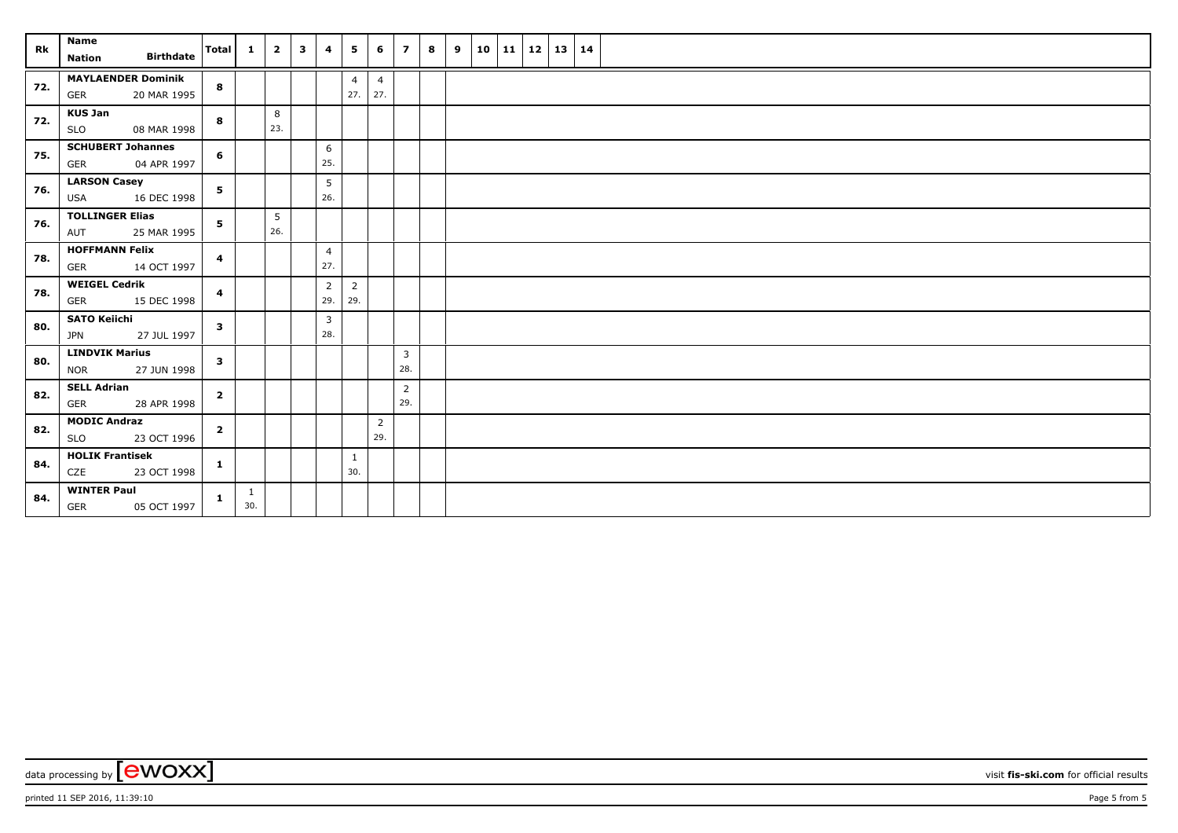| Rk | Name<br>Nation Birthdate | Total | 1 | 2 | 3 | 4 | 5 | 6 | 7 | 8 | 9 | 10 | 11 | 12 | 13 | 14 |
|---|---|---|---|---|---|---|---|---|---|---|---|---|---|---|---|---|
| 72. | **MAYLAENDER Dominik**<br>GER 20 MAR 1995 | **8** | | | | | 4<br>27. | 4<br>27. | | | | | | | | |
| 72. | **KUS Jan**<br>SLO 08 MAR 1998 | **8** | | 8<br>23. | | | | | | | | | | | | |
| 75. | **SCHUBERT Johannes**<br>GER 04 APR 1997 | **6** | | | | 6<br>25. | | | | | | | | | | |
| 76. | **LARSON Casey**<br>USA 16 DEC 1998 | **5** | | | | 5<br>26. | | | | | | | | | | |
| 76. | **TOLLINGER Elias**<br>AUT 25 MAR 1995 | **5** | | 5<br>26. | | | | | | | | | | | | |
| 78. | **HOFFMANN Felix**<br>GER 14 OCT 1997 | **4** | | | | 4<br>27. | | | | | | | | | | |
| 78. | **WEIGEL Cedrik**<br>GER 15 DEC 1998 | **4** | | | | 2<br>29. | 2<br>29. | | | | | | | | | |
| 80. | **SATO Keiichi**<br>JPN 27 JUL 1997 | **3** | | | | 3<br>28. | | | | | | | | | | |
| 80. | **LINDVIK Marius**<br>NOR 27 JUN 1998 | **3** | | | | | | | 3<br>28. | | | | | | | |
| 82. | **SELL Adrian**<br>GER 28 APR 1998 | **2** | | | | | | | 2<br>29. | | | | | | | |
| 82. | **MODIC Andraz**<br>SLO 23 OCT 1996 | **2** | | | | | | 2<br>29. | | | | | | | | |
| 84. | **HOLIK Frantisek**<br>CZE 23 OCT 1998 | **1** | | | | | 1<br>30. | | | | | | | | | |
| 84. | **WINTER Paul**<br>GER 05 OCT 1997 | **1** | 1<br>30. | | | | | | | | | | | | | |

data processing by [ewoxx]

visit **fis-ski.com** for official results

printed 11 SEP 2016, 11:39:10